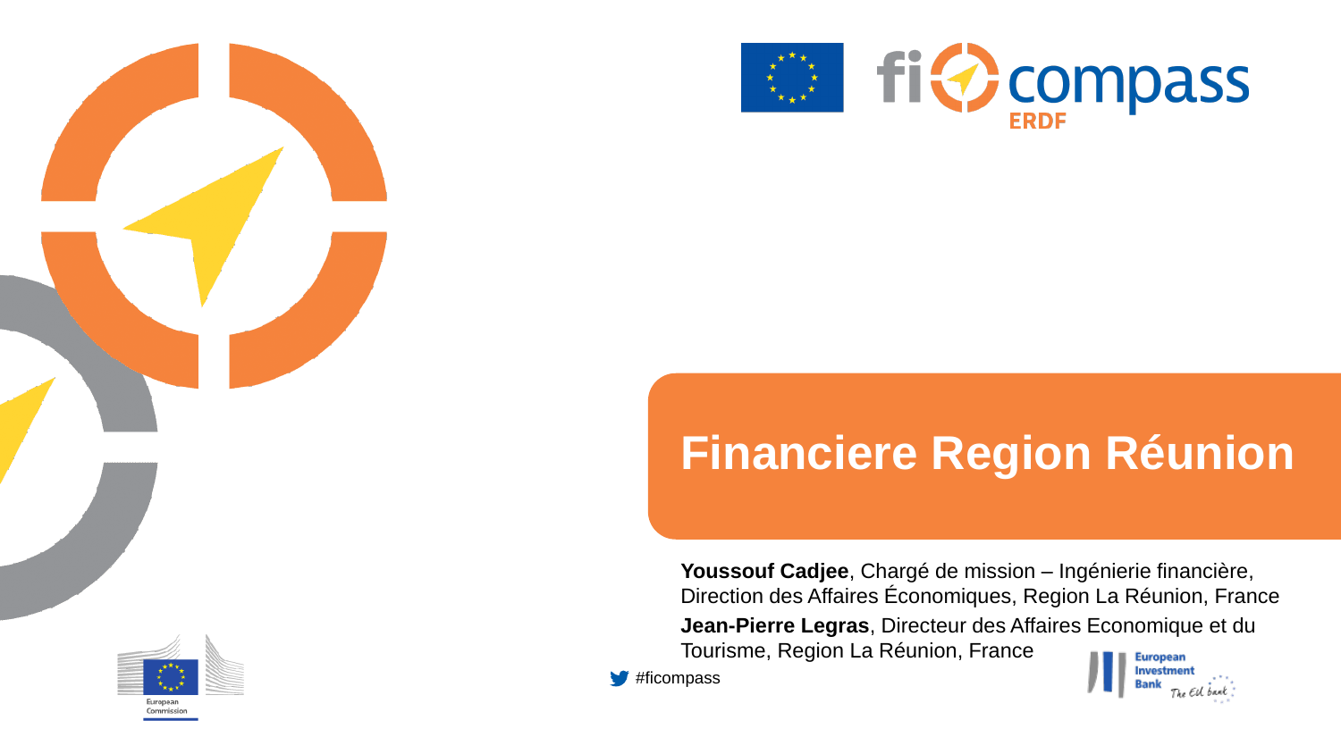# Financiere Region Réunion

**Youssouf Cadjee**, Chargé de mission – Ingénierie financière, Direction des Affaires Économiques, Region La Réunion, France

**Jean-Pierre Legras**, Directeur des Affaires Economique et du Tourisme, Region La Réunion, France

#ficompass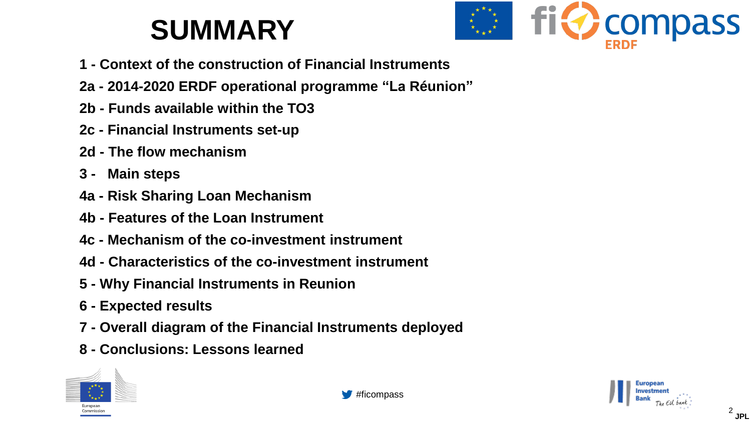# SUMMARY

**1 - Context of the construction of Financial Instruments**

**2a - 2014-2020 ERDF operational programme "La Réunion"**

**2b - Funds available within the TO3**

**2c - Financial Instruments set-up**

**2d - The flow mechanism**

**3 - Main steps**

**4a - Risk Sharing Loan Mechanism**

**4b - Features of the Loan Instrument**

**4c - Mechanism of the co-investment instrument**

**4d - Characteristics of the co-investment instrument**

**5 - Why Financial Instruments in Reunion**

**6 - Expected results**

**7 - Overall diagram of the Financial Instruments deployed**

**8 - Conclusions: Lessons learned**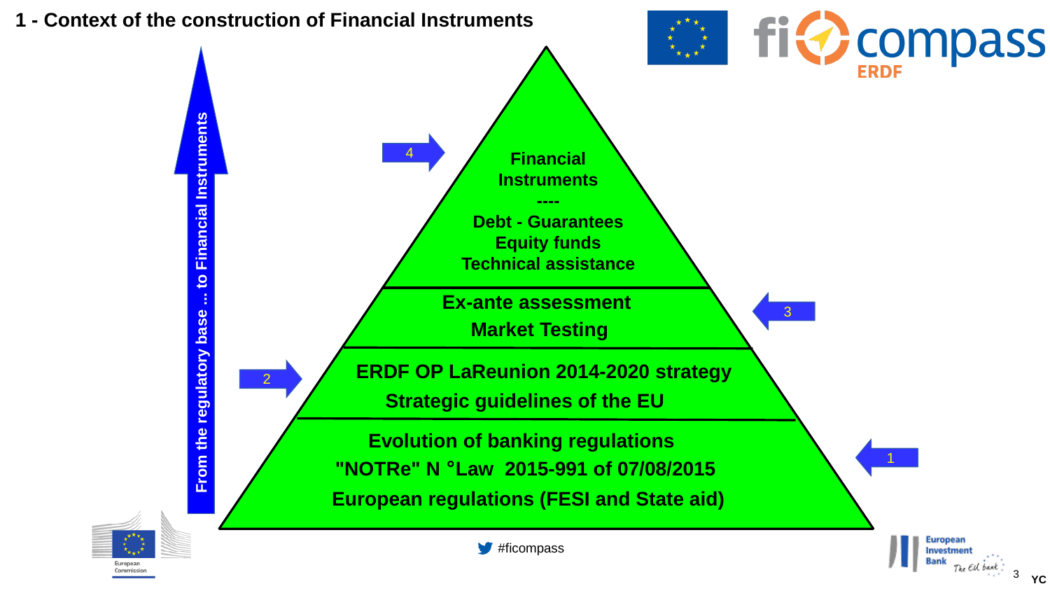# 1 - Context of the construction of Financial Instruments

From the regulatory base ... to Financial Instruments

4

**Financial Instruments**

**----**

**Debt - Guarantees**

**Equity funds**

**Technical assistance**

3

**Ex-ante assessment**

**Market Testing**

2

**ERDF OP LaReunion 2014-2020 strategy**

**Strategic guidelines of the EU**

1

**Evolution of banking regulations**

**"NOTRe" N °Law 2015-991 of 07/08/2015**

**European regulations (FESI and State aid)**

#ficompass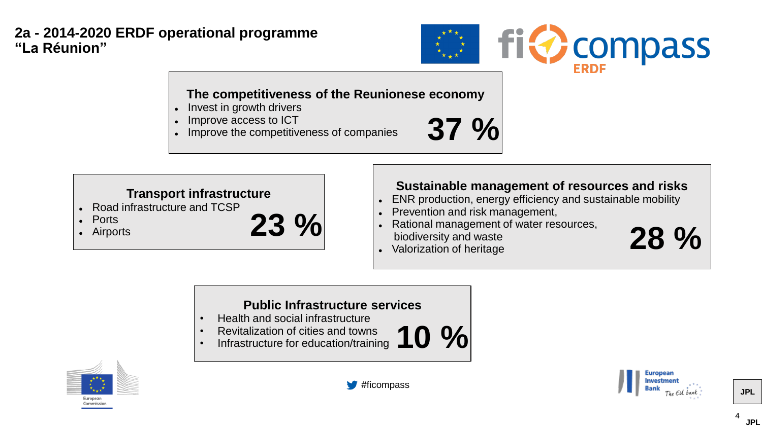## 2a - 2014-2020 ERDF operational programme "La Réunion"

### The competitiveness of the Reunionese economy

- Invest in growth drivers
- Improve access to ICT
- Improve the competitiveness of companies

**37 %**

### Transport infrastructure

- Road infrastructure and TCSP
- Ports
- Airports

**23 %**

### Sustainable management of resources and risks

- ENR production, energy efficiency and sustainable mobility
- Prevention and risk management,
- Rational management of water resources, biodiversity and waste
- Valorization of heritage

**28 %**

### Public Infrastructure services

- Health and social infrastructure
- Revitalization of cities and towns
- Infrastructure for education/training

**10 %**

#ficompass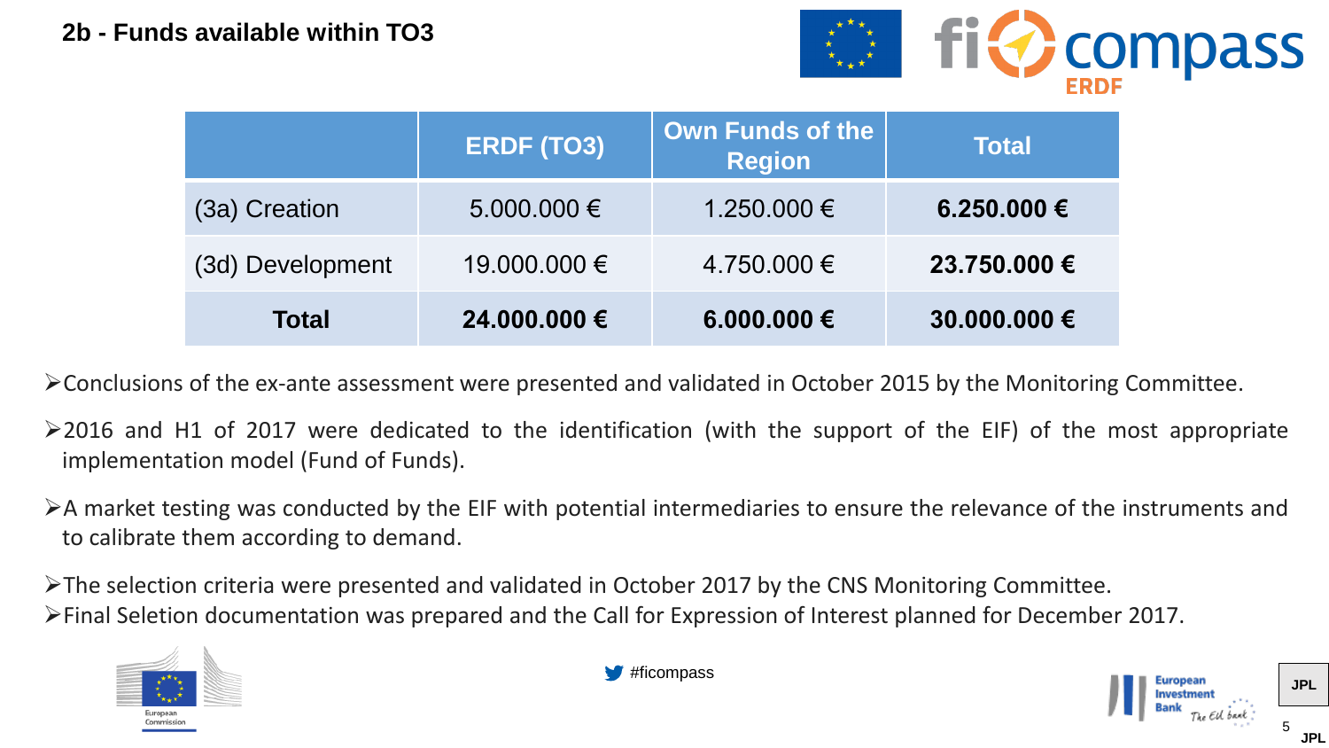## 2b - Funds available within TO3

| | ERDF (TO3) | Own Funds of the Region | Total |
|---|---|---|---|
| (3a) Creation | 5.000.000 € | 1.250.000 € | **6.250.000 €** |
| (3d) Development | 19.000.000 € | 4.750.000 € | **23.750.000 €** |
| **Total** | **24.000.000 €** | **6.000.000 €** | **30.000.000 €** |

- Conclusions of the ex-ante assessment were presented and validated in October 2015 by the Monitoring Committee.
- 2016 and H1 of 2017 were dedicated to the identification (with the support of the EIF) of the most appropriate implementation model (Fund of Funds).
- A market testing was conducted by the EIF with potential intermediaries to ensure the relevance of the instruments and to calibrate them according to demand.
- The selection criteria were presented and validated in October 2017 by the CNS Monitoring Committee.
- Final Seletion documentation was prepared and the Call for Expression of Interest planned for December 2017.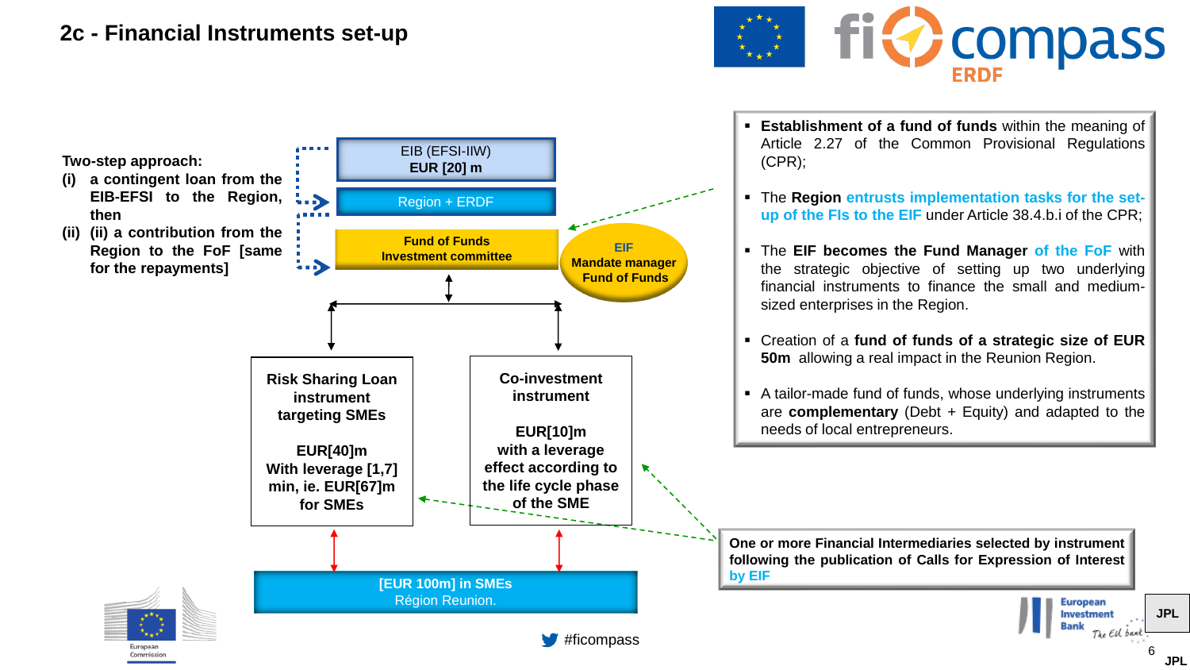## 2c - Financial Instruments set-up

**Two-step approach:**

- **(i) a contingent loan from the EIB-EFSI to the Region, then**
- **(ii) (ii) a contribution from the Region to the FoF [same for the repayments]**

EIB (EFSI-IIW)
**EUR [20] m**

Region + ERDF

**Fund of Funds**
**Investment committee**

**EIF**
**Mandate manager**
**Fund of Funds**

**Risk Sharing Loan instrument targeting SMEs**

**EUR[40]m**
**With leverage [1,7] min, ie. EUR[67]m for SMEs**

**Co-investment instrument**

**EUR[10]m**
**with a leverage effect according to the life cycle phase of the SME**

**[EUR 100m] in SMEs**
Région Reunion.

- **Establishment of a fund of funds** within the meaning of Article 2.27 of the Common Provisional Regulations (CPR);
- The **Region** entrusts implementation tasks for the set-up of the FIs to the EIF under Article 38.4.b.i of the CPR;
- The **EIF becomes the Fund Manager** of the FoF with the strategic objective of setting up two underlying financial instruments to finance the small and medium-sized enterprises in the Region.
- Creation of a **fund of funds of a strategic size of EUR 50m** allowing a real impact in the Reunion Region.
- A tailor-made fund of funds, whose underlying instruments are **complementary** (Debt + Equity) and adapted to the needs of local entrepreneurs.

**One or more Financial Intermediaries selected by instrument following the publication of Calls for Expression of Interest by EIF**

#ficompass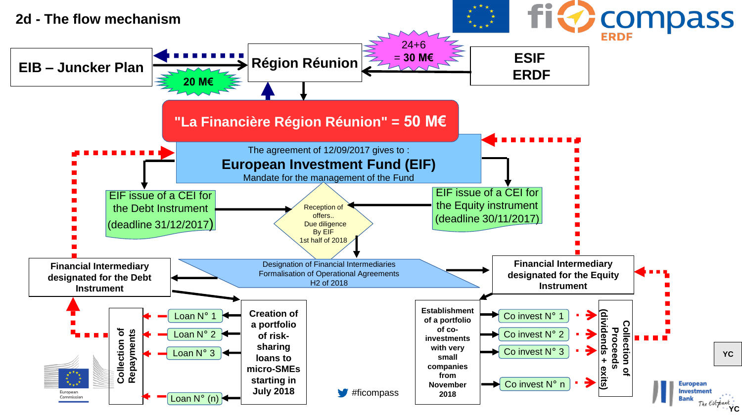## 2d - The flow mechanism

**EIB – Juncker Plan** → **20 M€** → **Région Réunion**

**ESIF ERDF** → **24+6 = 30 M€** → **Région Réunion**

**"La Financière Région Réunion" = 50 M€**

The agreement of 12/09/2017 gives to :

**European Investment Fund (EIF)**

Mandate for the management of the Fund

EIF issue of a CEI for the Debt Instrument (deadline 31/12/2017)

EIF issue of a CEI for the Equity instrument (deadline 30/11/2017)

Reception of offers.. Due diligence By EIF 1st half of 2018

Designation of Financial Intermediaries
Formalisation of Operational Agreements
H2 of 2018

**Financial Intermediary designated for the Debt Instrument**

**Financial Intermediary designated for the Equity Instrument**

**Creation of a portfolio of risk-sharing loans to micro-SMEs starting in July 2018**

- Loan N° 1
- Loan N° 2
- Loan N° 3
- Loan N° (n)

**Collection of Repayments**

**Establishment of a portfolio of co-investments with very small companies from November 2018**

- Co invest N° 1
- Co invest N° 2
- Co invest N° 3
- Co invest N° n

**Collection of Proceeds (dividends + exits)**

#ficompass

YC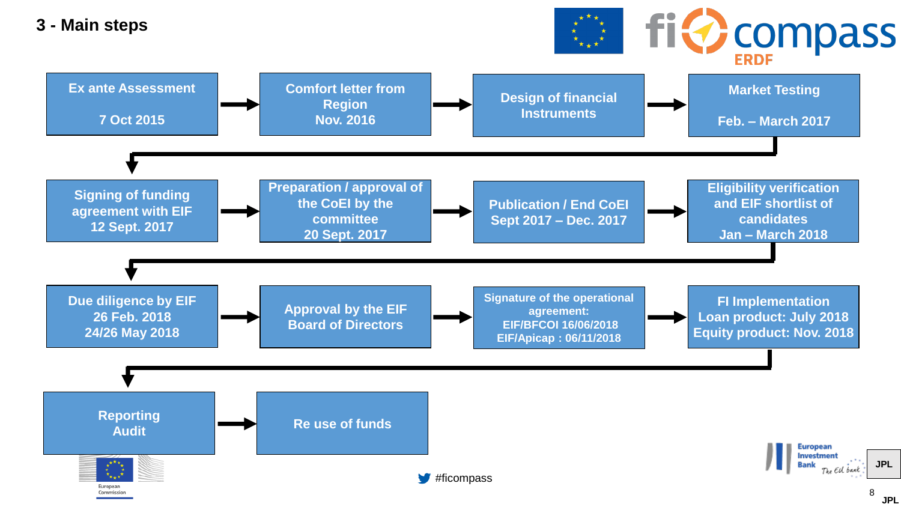## 3 - Main steps

1. **Ex ante Assessment**
   7 Oct 2015
2. **Comfort letter from Region**
   Nov. 2016
3. **Design of financial Instruments**
4. **Market Testing**
   Feb. – March 2017
5. **Signing of funding agreement with EIF**
   12 Sept. 2017
6. **Preparation / approval of the CoEI by the committee**
   20 Sept. 2017
7. **Publication / End CoEI**
   Sept 2017 – Dec. 2017
8. **Eligibility verification and EIF shortlist of candidates**
   Jan – March 2018
9. **Due diligence by EIF**
   26 Feb. 2018
   24/26 May 2018
10. **Approval by the EIF Board of Directors**
11. **Signature of the operational agreement:**
    EIF/BFCOI 16/06/2018
    EIF/Apicap : 06/11/2018
12. **FI Implementation**
    Loan product: July 2018
    Equity product: Nov. 2018
13. **Reporting**
    **Audit**
14. **Re use of funds**

#ficompass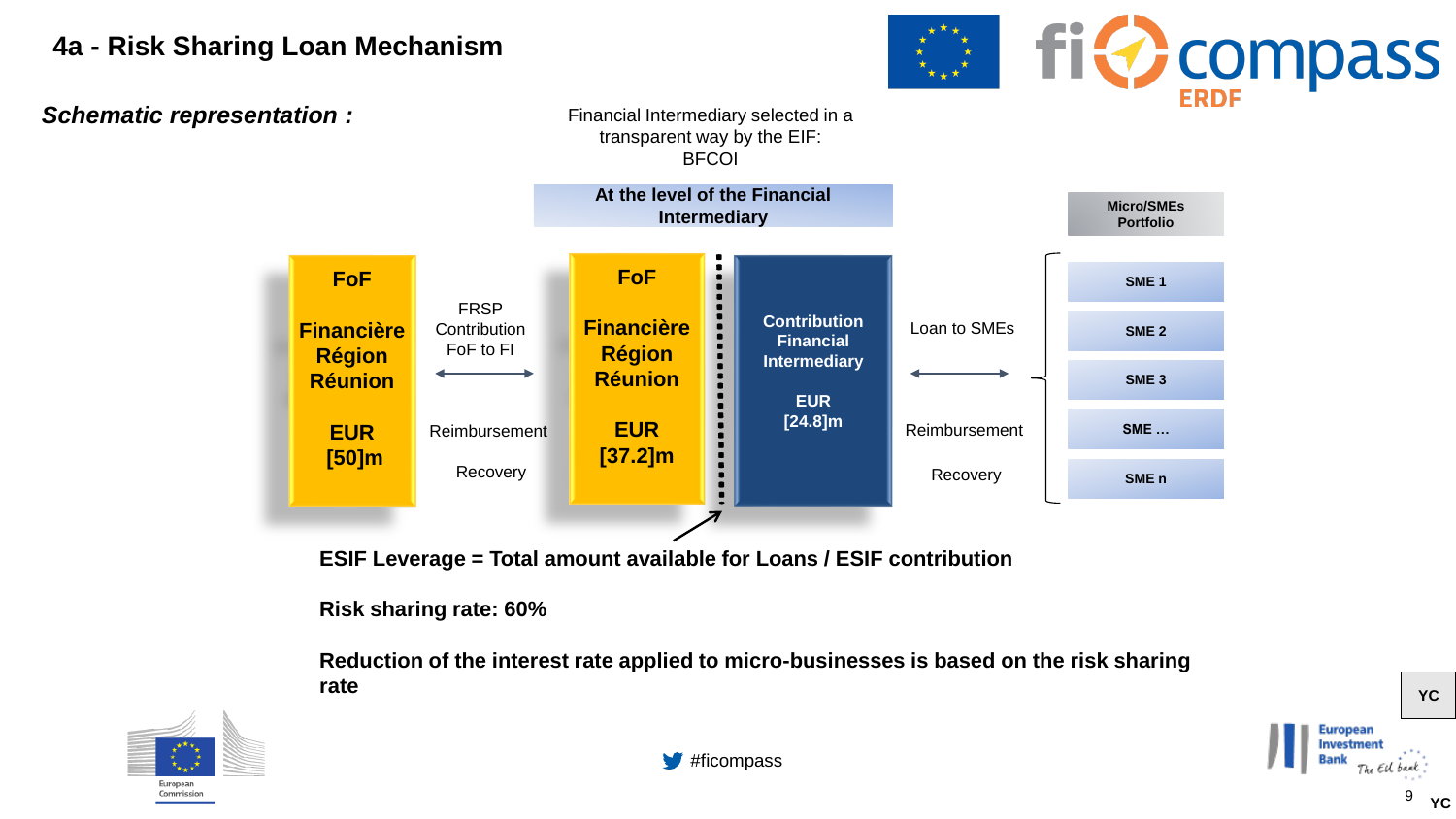# 4a - Risk Sharing Loan Mechanism

***Schematic representation :***

Financial Intermediary selected in a transparent way by the EIF: BFCOI

**At the level of the Financial Intermediary**

**FoF**

**Financière Région Réunion**

**EUR [50]m**

FRSP Contribution FoF to FI

Reimbursement

Recovery

**FoF**

**Financière Région Réunion**

**EUR [37.2]m**

**Contribution Financial Intermediary**

**EUR [24.8]m**

Loan to SMEs

Reimbursement

Recovery

**Micro/SMEs Portfolio**

- **SME 1**
- **SME 2**
- **SME 3**
- **SME …**
- **SME n**

**ESIF Leverage = Total amount available for Loans / ESIF contribution**

**Risk sharing rate: 60%**

**Reduction of the interest rate applied to micro-businesses is based on the risk sharing rate**

#ficompass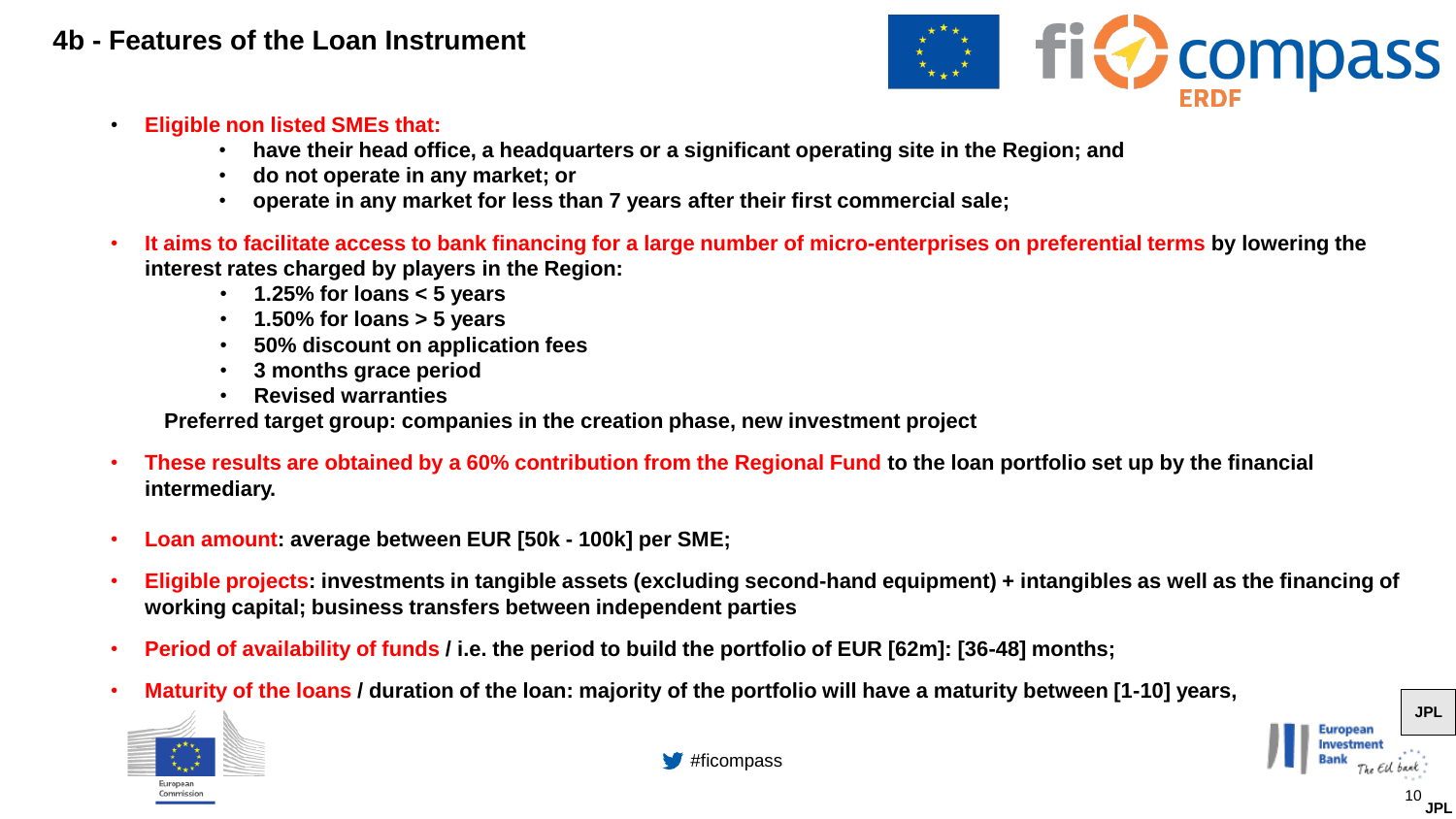## 4b - Features of the Loan Instrument

- **Eligible non listed SMEs that:**
  - **have their head office, a headquarters or a significant operating site in the Region; and**
  - **do not operate in any market; or**
  - **operate in any market for less than 7 years after their first commercial sale;**
- **It aims to facilitate access to bank financing for a large number of micro-enterprises on preferential terms by lowering the interest rates charged by players in the Region:**
  - **1.25% for loans < 5 years**
  - **1.50% for loans > 5 years**
  - **50% discount on application fees**
  - **3 months grace period**
  - **Revised warranties**

  **Preferred target group: companies in the creation phase, new investment project**
- **These results are obtained by a 60% contribution from the Regional Fund to the loan portfolio set up by the financial intermediary.**
- **Loan amount: average between EUR [50k - 100k] per SME;**
- **Eligible projects: investments in tangible assets (excluding second-hand equipment) + intangibles as well as the financing of working capital; business transfers between independent parties**
- **Period of availability of funds / i.e. the period to build the portfolio of EUR [62m]: [36-48] months;**
- **Maturity of the loans / duration of the loan: majority of the portfolio will have a maturity between [1-10] years,**

#ficompass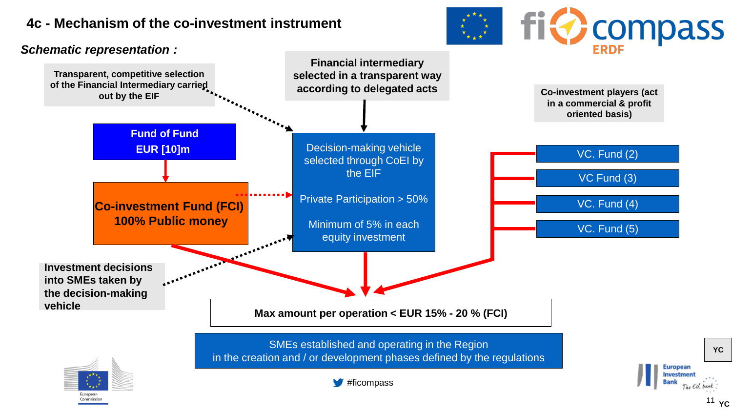## 4c - Mechanism of the co-investment instrument

***Schematic representation :***

**Transparent, competitive selection of the Financial Intermediary carried out by the EIF**

**Financial intermediary selected in a transparent way according to delegated acts**

**Co-investment players (act in a commercial & profit oriented basis)**

**Fund of Fund**
**EUR [10]m**

**Co-investment Fund (FCI)**
**100% Public money**

Decision-making vehicle selected through CoEI by the EIF

Private Participation > 50%

Minimum of 5% in each equity investment

VC. Fund (2)

VC Fund (3)

VC. Fund (4)

VC. Fund (5)

**Investment decisions into SMEs taken by the decision-making vehicle**

**Max amount per operation < EUR 15% - 20 % (FCI)**

SMEs established and operating in the Region
in the creation and / or development phases defined by the regulations

#ficompass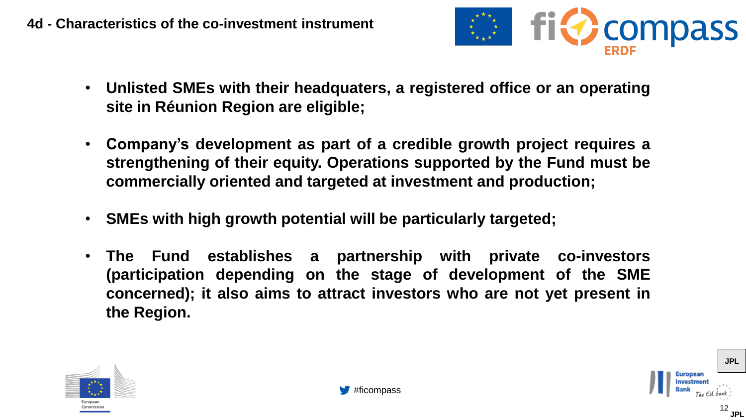## 4d - Characteristics of the co-investment instrument

- **Unlisted SMEs with their headquaters, a registered office or an operating site in Réunion Region are eligible;**
- **Company's development as part of a credible growth project requires a strengthening of their equity. Operations supported by the Fund must be commercially oriented and targeted at investment and production;**
- **SMEs with high growth potential will be particularly targeted;**
- **The Fund establishes a partnership with private co-investors (participation depending on the stage of development of the SME concerned); it also aims to attract investors who are not yet present in the Region.**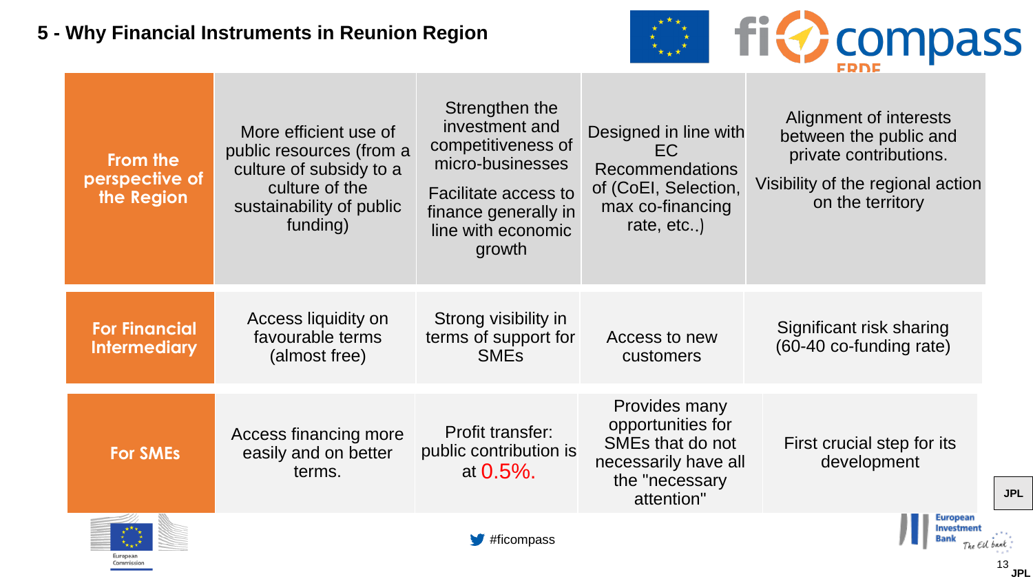## 5 - Why Financial Instruments in Reunion Region

| | | | | |
|---|---|---|---|---|
| **From the perspective of the Region** | More efficient use of public resources (from a culture of subsidy to a culture of the sustainability of public funding) | Strengthen the investment and competitiveness of micro-businesses<br><br>Facilitate access to finance generally in line with economic growth | Designed in line with EC Recommendations of (CoEI, Selection, max co-financing rate, etc..) | Alignment of interests between the public and private contributions.<br><br>Visibility of the regional action on the territory |
| **For Financial Intermediary** | Access liquidity on favourable terms (almost free) | Strong visibility in terms of support for SMEs | Access to new customers | Significant risk sharing (60-40 co-funding rate) |
| **For SMEs** | Access financing more easily and on better terms. | Profit transfer: public contribution is at 0.5%. | Provides many opportunities for SMEs that do not necessarily have all the "necessary attention" | First crucial step for its development |

#ficompass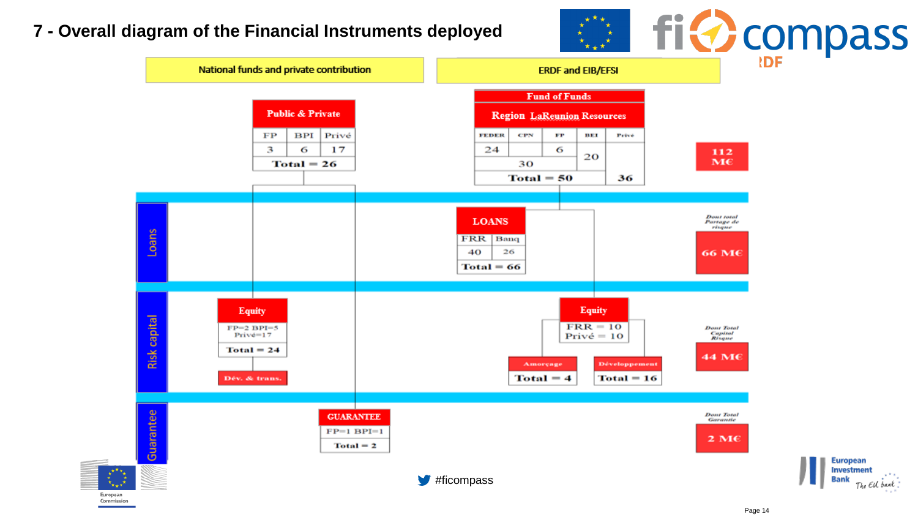# 7 - Overall diagram of the Financial Instruments deployed

**National funds and private contribution**

**Public & Private**

| FP | BPI | Privé |
|---|---|---|
| 3 | 6 | 17 |
| Total = 26 | | |

**ERDF and EIB/EFSI**

**Fund of Funds**

**Region LaReunion Resources**

| FEDER | CPN | FP | BEI | Privé |
|---|---|---|---|---|
| 24 | | 6 | 20 | |
| 30 | | | | |
| Total = 50 | | | | 36 |

**112 M€**

## Loans

**LOANS**

| FRR | Banq |
|---|---|
| 40 | 26 |
| Total = 66 | |

*Dont total Partage de risque*

**66 M€**

## Risk capital

**Equity**

FP=2 BPI=5 Privé=17

Total = 24

Dév. & trans.

**Equity**

FRR = 10
Privé = 10

| Amorçage | Développement |
|---|---|
| Total = 4 | Total = 16 |

*Dont Total Capital Risque*

**44 M€**

## Guarantee

**GUARANTEE**

FP=1 BPI=1

Total = 2

*Dont Total Garantie*

**2 M€**

#ficompass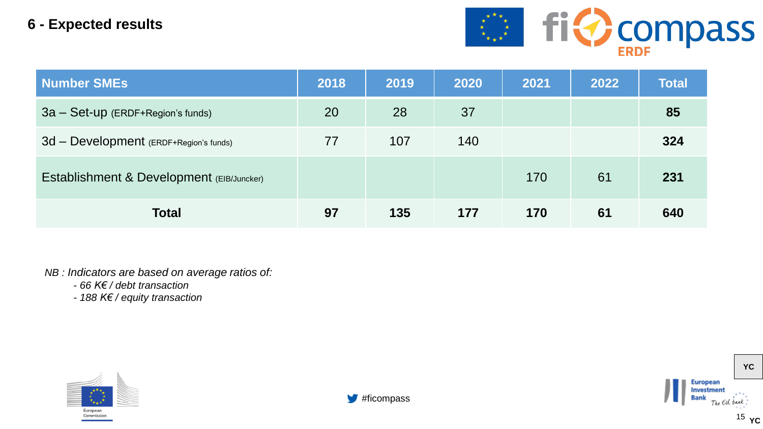## 6 - Expected results

| Number SMEs | 2018 | 2019 | 2020 | 2021 | 2022 | Total |
|---|---|---|---|---|---|---|
| 3a – Set-up (ERDF+Region's funds) | 20 | 28 | 37 | | | **85** |
| 3d – Development (ERDF+Region's funds) | 77 | 107 | 140 | | | **324** |
| Establishment & Development (EIB/Juncker) | | | | 170 | 61 | **231** |
| **Total** | **97** | **135** | **177** | **170** | **61** | **640** |

*NB : Indicators are based on average ratios of:*

- *66 K€ / debt transaction*
- *188 K€ / equity transaction*

#ficompass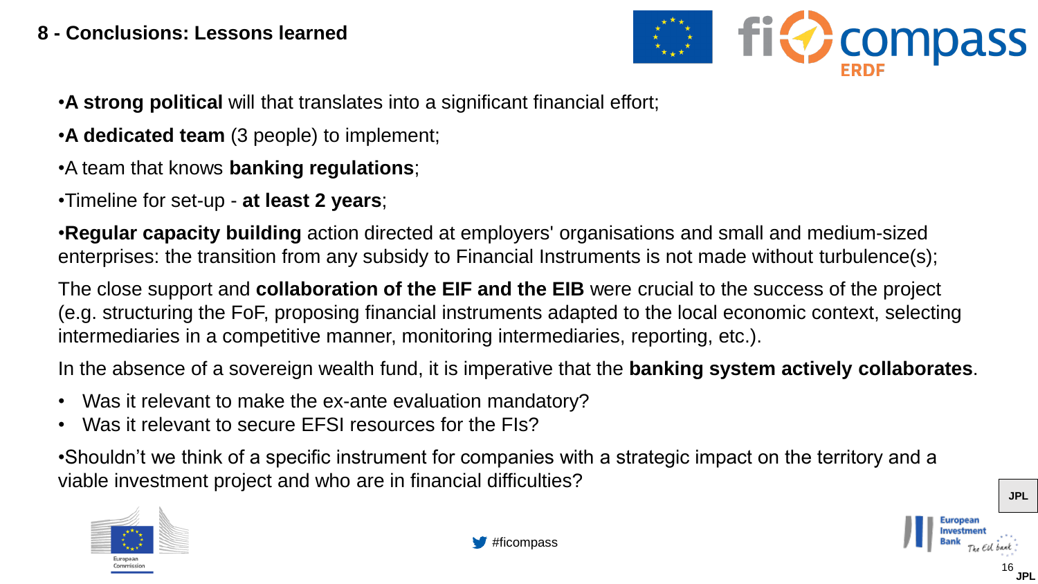## 8 - Conclusions: Lessons learned

- **A strong political** will that translates into a significant financial effort;
- **A dedicated team** (3 people) to implement;
- A team that knows **banking regulations**;
- Timeline for set-up - **at least 2 years**;
- **Regular capacity building** action directed at employers' organisations and small and medium-sized enterprises: the transition from any subsidy to Financial Instruments is not made without turbulence(s);

The close support and **collaboration of the EIF and the EIB** were crucial to the success of the project (e.g. structuring the FoF, proposing financial instruments adapted to the local economic context, selecting intermediaries in a competitive manner, monitoring intermediaries, reporting, etc.).

In the absence of a sovereign wealth fund, it is imperative that the **banking system actively collaborates**.

- Was it relevant to make the ex-ante evaluation mandatory?
- Was it relevant to secure EFSI resources for the FIs?

- Shouldn't we think of a specific instrument for companies with a strategic impact on the territory and a viable investment project and who are in financial difficulties?

JPL

#ficompass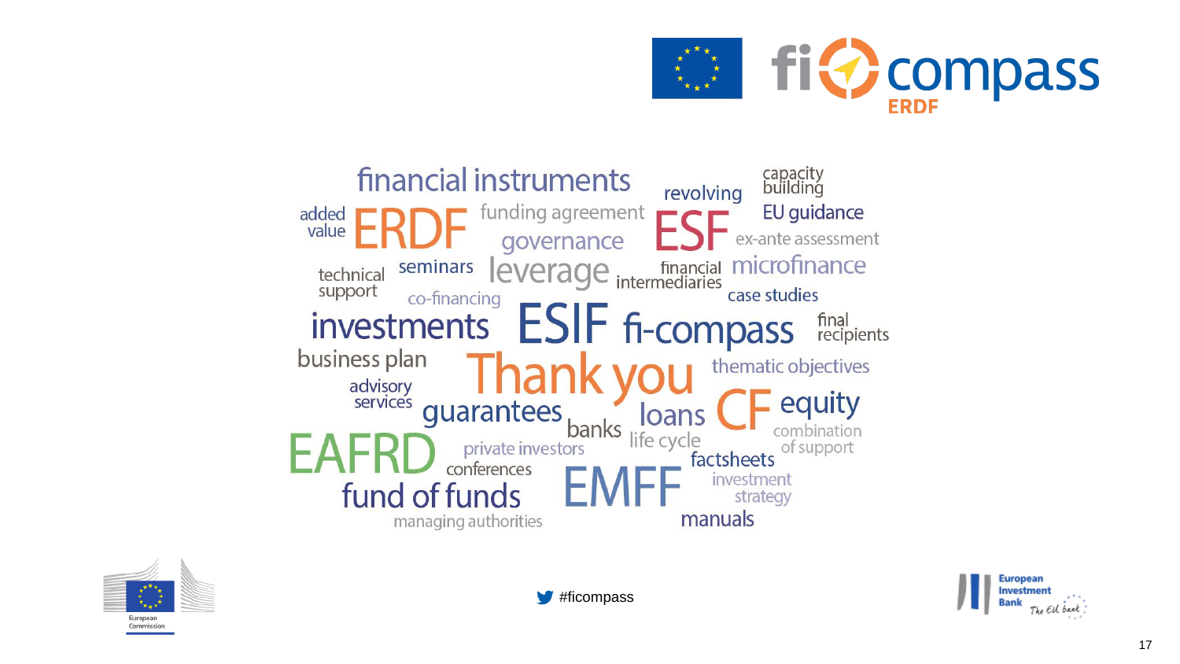fi compass
ERDF

financial instruments
revolving
capacity building
added value
ERDF
funding agreement
ESF
EU guidance
governance
ex-ante assessment
technical support
seminars
leverage
financial intermediaries
microfinance
co-financing
case studies
investments
ESIF
fi-compass
final recipients
business plan
Thank you
thematic objectives
advisory services
guarantees
loans
CF
equity
banks
life cycle
combination of support
EAFRD
private investors
factsheets
conferences
EMFF
investment strategy
fund of funds
managing authorities
manuals

European Commission

#ficompass

European Investment Bank
The EU bank